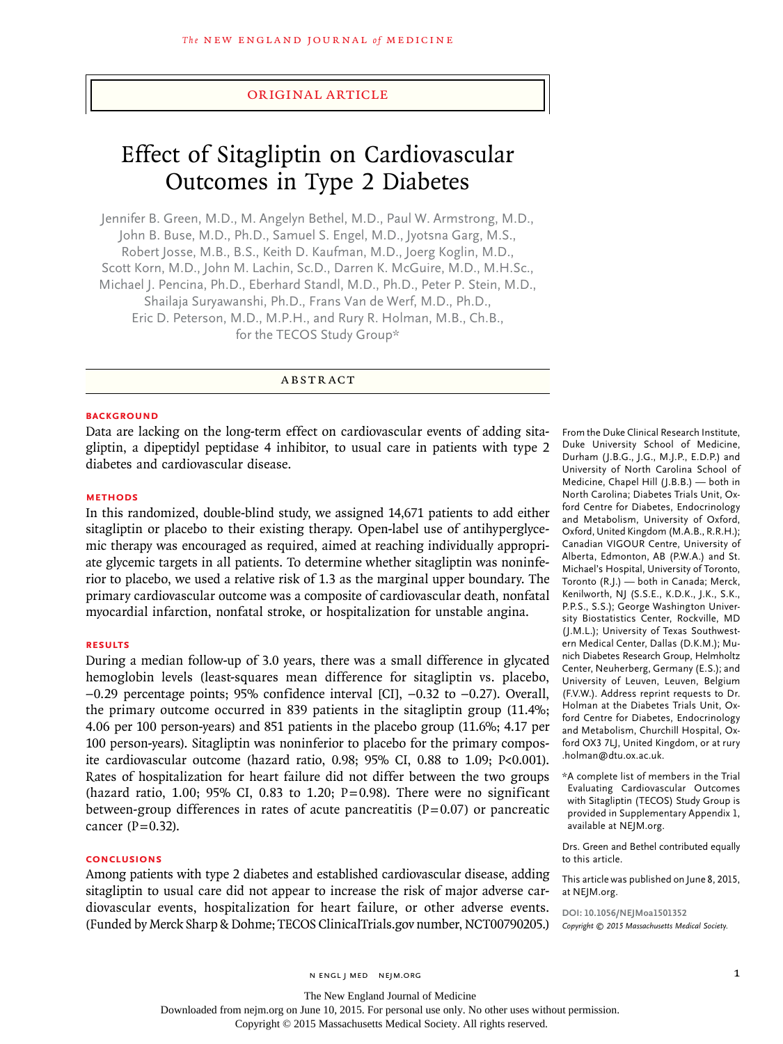ORIGINAL ARTICLE

# Effect of Sitagliptin on Cardiovascular Outcomes in Type 2 Diabetes

Jennifer B. Green, M.D., M. Angelyn Bethel, M.D., Paul W. Armstrong, M.D., John B. Buse, M.D., Ph.D., Samuel S. Engel, M.D., Jyotsna Garg, M.S., Robert Josse, M.B., B.S., Keith D. Kaufman, M.D., Joerg Koglin, M.D., Scott Korn, M.D., John M. Lachin, Sc.D., Darren K. McGuire, M.D., M.H.Sc., Michael J. Pencina, Ph.D., Eberhard Standl, M.D., Ph.D., Peter P. Stein, M.D., Shailaja Suryawanshi, Ph.D., Frans Van de Werf, M.D., Ph.D., Eric D. Peterson, M.D., M.P.H., and Rury R. Holman, M.B., Ch.B., for the TECOS Study Group*

## ABSTRACT

### BACKGROUND

Data are lacking on the long-term effect on cardiovascular events of adding sitagliptin, a dipeptidyl peptidase 4 inhibitor, to usual care in patients with type 2 diabetes and cardiovascular disease.

### METHODS

In this randomized, double-blind study, we assigned 14,671 patients to add either sitagliptin or placebo to their existing therapy. Open-label use of antihyperglycemic therapy was encouraged as required, aimed at reaching individually appropriate glycemic targets in all patients. To determine whether sitagliptin was noninferior to placebo, we used a relative risk of 1.3 as the marginal upper boundary. The primary cardiovascular outcome was a composite of cardiovascular death, nonfatal myocardial infarction, nonfatal stroke, or hospitalization for unstable angina.

### RESULTS

During a median follow-up of 3.0 years, there was a small difference in glycated hemoglobin levels (least-squares mean difference for sitagliptin vs. placebo, −0.29 percentage points; 95% confidence interval [CI], −0.32 to −0.27). Overall, the primary outcome occurred in 839 patients in the sitagliptin group (11.4%; 4.06 per 100 person-years) and 851 patients in the placebo group (11.6%; 4.17 per 100 person-years). Sitagliptin was noninferior to placebo for the primary composite cardiovascular outcome (hazard ratio, 0.98; 95% CI, 0.88 to 1.09; $P<0.001$). Rates of hospitalization for heart failure did not differ between the two groups (hazard ratio, 1.00; 95% CI, 0.83 to 1.20; $P=0.98$). There were no significant between-group differences in rates of acute pancreatitis ($P=0.07$) or pancreatic cancer ($P=0.32$).

### CONCLUSIONS

Among patients with type 2 diabetes and established cardiovascular disease, adding sitagliptin to usual care did not appear to increase the risk of major adverse cardiovascular events, hospitalization for heart failure, or other adverse events. (Funded by Merck Sharp & Dohme; TECOS ClinicalTrials.gov number, NCT00790205.)

From the Duke Clinical Research Institute, Duke University School of Medicine, Durham (J.B.G., J.G., M.J.P., E.D.P.) and University of North Carolina School of Medicine, Chapel Hill (J.B.B.) — both in North Carolina; Diabetes Trials Unit, Oxford Centre for Diabetes, Endocrinology and Metabolism, University of Oxford, Oxford, United Kingdom (M.A.B., R.R.H.); Canadian VIGOUR Centre, University of Alberta, Edmonton, AB (P.W.A.) and St. Michael's Hospital, University of Toronto, Toronto (R.J.) — both in Canada; Merck, Kenilworth, NJ (S.S.E., K.D.K., J.K., S.K., P.P.S., S.S.); George Washington University Biostatistics Center, Rockville, MD (J.M.L.); University of Texas Southwestern Medical Center, Dallas (D.K.M.); Munich Diabetes Research Group, Helmholtz Center, Neuherberg, Germany (E.S.); and University of Leuven, Leuven, Belgium (F.V.W.). Address reprint requests to Dr. Holman at the Diabetes Trials Unit, Oxford Centre for Diabetes, Endocrinology and Metabolism, Churchill Hospital, Oxford OX3 7LJ, United Kingdom, or at rury.holman@dtu.ox.ac.uk.

*A complete list of members in the Trial Evaluating Cardiovascular Outcomes with Sitagliptin (TECOS) Study Group is provided in Supplementary Appendix 1, available at NEJM.org.

Drs. Green and Bethel contributed equally to this article.

This article was published on June 8, 2015, at NEJM.org.

DOI: 10.1056/NEJMoa1501352
*Copyright © 2015 Massachusetts Medical Society.*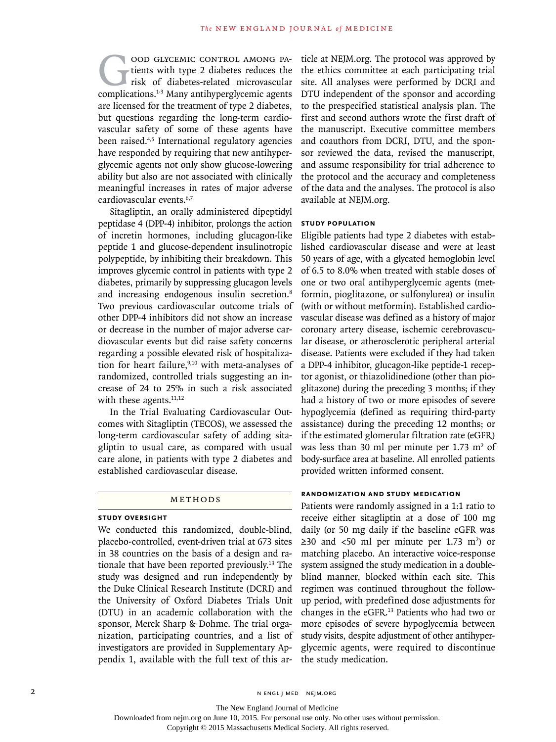Good glycemic control among patients with type 2 diabetes reduces the risk of diabetes-related microvascular complications.[1-3] Many antihyperglycemic agents are licensed for the treatment of type 2 diabetes, but questions regarding the long-term cardiovascular safety of some of these agents have been raised.[4,5] International regulatory agencies have responded by requiring that new antihyperglycemic agents not only show glucose-lowering ability but also are not associated with clinically meaningful increases in rates of major adverse cardiovascular events.[6,7]

Sitagliptin, an orally administered dipeptidyl peptidase 4 (DPP-4) inhibitor, prolongs the action of incretin hormones, including glucagon-like peptide 1 and glucose-dependent insulinotropic polypeptide, by inhibiting their breakdown. This improves glycemic control in patients with type 2 diabetes, primarily by suppressing glucagon levels and increasing endogenous insulin secretion.[8] Two previous cardiovascular outcome trials of other DPP-4 inhibitors did not show an increase or decrease in the number of major adverse cardiovascular events but did raise safety concerns regarding a possible elevated risk of hospitalization for heart failure,[9,10] with meta-analyses of randomized, controlled trials suggesting an increase of 24 to 25% in such a risk associated with these agents.[11,12]

In the Trial Evaluating Cardiovascular Outcomes with Sitagliptin (TECOS), we assessed the long-term cardiovascular safety of adding sitagliptin to usual care, as compared with usual care alone, in patients with type 2 diabetes and established cardiovascular disease.

## Methods

### Study Oversight

We conducted this randomized, double-blind, placebo-controlled, event-driven trial at 673 sites in 38 countries on the basis of a design and rationale that have been reported previously.[13] The study was designed and run independently by the Duke Clinical Research Institute (DCRI) and the University of Oxford Diabetes Trials Unit (DTU) in an academic collaboration with the sponsor, Merck Sharp & Dohme. The trial organization, participating countries, and a list of investigators are provided in Supplementary Appendix 1, available with the full text of this article at NEJM.org. The protocol was approved by the ethics committee at each participating trial site. All analyses were performed by DCRI and DTU independent of the sponsor and according to the prespecified statistical analysis plan. The first and second authors wrote the first draft of the manuscript. Executive committee members and coauthors from DCRI, DTU, and the sponsor reviewed the data, revised the manuscript, and assume responsibility for trial adherence to the protocol and the accuracy and completeness of the data and the analyses. The protocol is also available at NEJM.org.

### Study Population

Eligible patients had type 2 diabetes with established cardiovascular disease and were at least 50 years of age, with a glycated hemoglobin level of 6.5 to 8.0% when treated with stable doses of one or two oral antihyperglycemic agents (metformin, pioglitazone, or sulfonylurea) or insulin (with or without metformin). Established cardiovascular disease was defined as a history of major coronary artery disease, ischemic cerebrovascular disease, or atherosclerotic peripheral arterial disease. Patients were excluded if they had taken a DPP-4 inhibitor, glucagon-like peptide-1 receptor agonist, or thiazolidinedione (other than pioglitazone) during the preceding 3 months; if they had a history of two or more episodes of severe hypoglycemia (defined as requiring third-party assistance) during the preceding 12 months; or if the estimated glomerular filtration rate (eGFR) was less than 30 ml per minute per 1.73 $m^2$ of body-surface area at baseline. All enrolled patients provided written informed consent.

### Randomization and Study Medication

Patients were randomly assigned in a 1:1 ratio to receive either sitagliptin at a dose of 100 mg daily (or 50 mg daily if the baseline eGFR was ≥30 and <50 ml per minute per 1.73 $m^2$) or matching placebo. An interactive voice-response system assigned the study medication in a double-blind manner, blocked within each site. This regimen was continued throughout the follow-up period, with predefined dose adjustments for changes in the eGFR.[13] Patients who had two or more episodes of severe hypoglycemia between study visits, despite adjustment of other antihyperglycemic agents, were required to discontinue the study medication.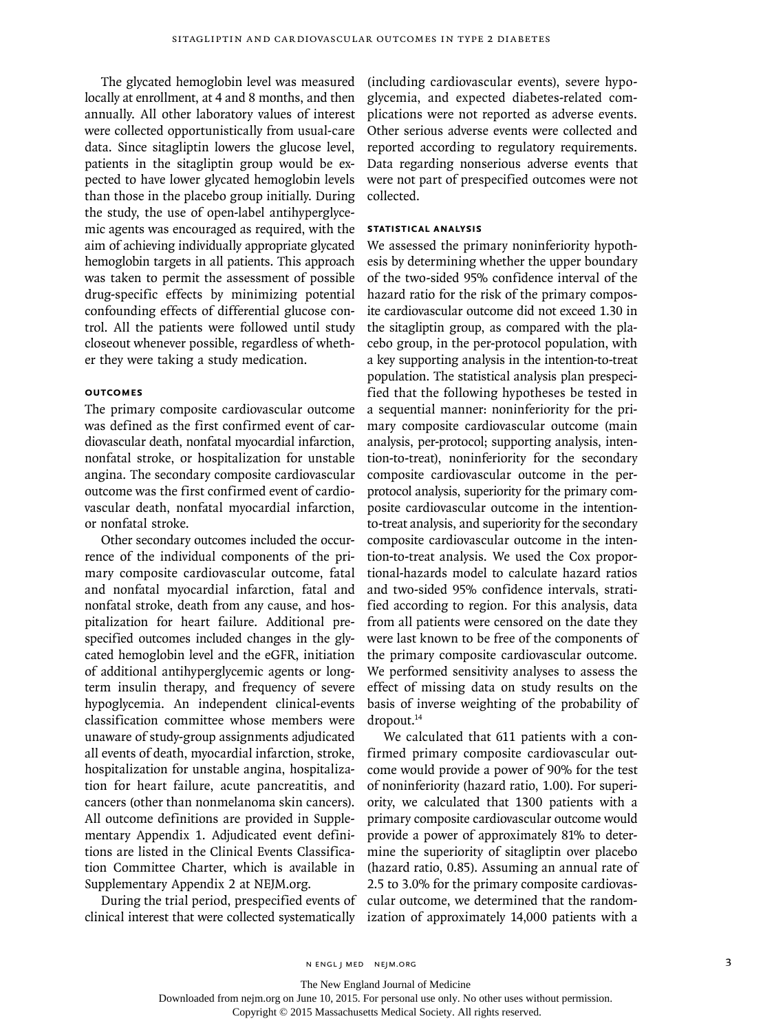The glycated hemoglobin level was measured locally at enrollment, at 4 and 8 months, and then annually. All other laboratory values of interest were collected opportunistically from usual-care data. Since sitagliptin lowers the glucose level, patients in the sitagliptin group would be expected to have lower glycated hemoglobin levels than those in the placebo group initially. During the study, the use of open-label antihyperglycemic agents was encouraged as required, with the aim of achieving individually appropriate glycated hemoglobin targets in all patients. This approach was taken to permit the assessment of possible drug-specific effects by minimizing potential confounding effects of differential glucose control. All the patients were followed until study closeout whenever possible, regardless of whether they were taking a study medication.

### OUTCOMES

The primary composite cardiovascular outcome was defined as the first confirmed event of cardiovascular death, nonfatal myocardial infarction, nonfatal stroke, or hospitalization for unstable angina. The secondary composite cardiovascular outcome was the first confirmed event of cardiovascular death, nonfatal myocardial infarction, or nonfatal stroke.

Other secondary outcomes included the occurrence of the individual components of the primary composite cardiovascular outcome, fatal and nonfatal myocardial infarction, fatal and nonfatal stroke, death from any cause, and hospitalization for heart failure. Additional prespecified outcomes included changes in the glycated hemoglobin level and the eGFR, initiation of additional antihyperglycemic agents or long-term insulin therapy, and frequency of severe hypoglycemia. An independent clinical-events classification committee whose members were unaware of study-group assignments adjudicated all events of death, myocardial infarction, stroke, hospitalization for unstable angina, hospitalization for heart failure, acute pancreatitis, and cancers (other than nonmelanoma skin cancers). All outcome definitions are provided in Supplementary Appendix 1. Adjudicated event definitions are listed in the Clinical Events Classification Committee Charter, which is available in Supplementary Appendix 2 at NEJM.org.

During the trial period, prespecified events of clinical interest that were collected systematically (including cardiovascular events), severe hypoglycemia, and expected diabetes-related complications were not reported as adverse events. Other serious adverse events were collected and reported according to regulatory requirements. Data regarding nonserious adverse events that were not part of prespecified outcomes were not collected.

### STATISTICAL ANALYSIS

We assessed the primary noninferiority hypothesis by determining whether the upper boundary of the two-sided 95% confidence interval of the hazard ratio for the risk of the primary composite cardiovascular outcome did not exceed 1.30 in the sitagliptin group, as compared with the placebo group, in the per-protocol population, with a key supporting analysis in the intention-to-treat population. The statistical analysis plan prespecified that the following hypotheses be tested in a sequential manner: noninferiority for the primary composite cardiovascular outcome (main analysis, per-protocol; supporting analysis, intention-to-treat), noninferiority for the secondary composite cardiovascular outcome in the per-protocol analysis, superiority for the primary composite cardiovascular outcome in the intention-to-treat analysis, and superiority for the secondary composite cardiovascular outcome in the intention-to-treat analysis. We used the Cox proportional-hazards model to calculate hazard ratios and two-sided 95% confidence intervals, stratified according to region. For this analysis, data from all patients were censored on the date they were last known to be free of the components of the primary composite cardiovascular outcome. We performed sensitivity analyses to assess the effect of missing data on study results on the basis of inverse weighting of the probability of dropout.[14]

We calculated that 611 patients with a confirmed primary composite cardiovascular outcome would provide a power of 90% for the test of noninferiority (hazard ratio, 1.00). For superiority, we calculated that 1300 patients with a primary composite cardiovascular outcome would provide a power of approximately 81% to determine the superiority of sitagliptin over placebo (hazard ratio, 0.85). Assuming an annual rate of 2.5 to 3.0% for the primary composite cardiovascular outcome, we determined that the randomization of approximately 14,000 patients with a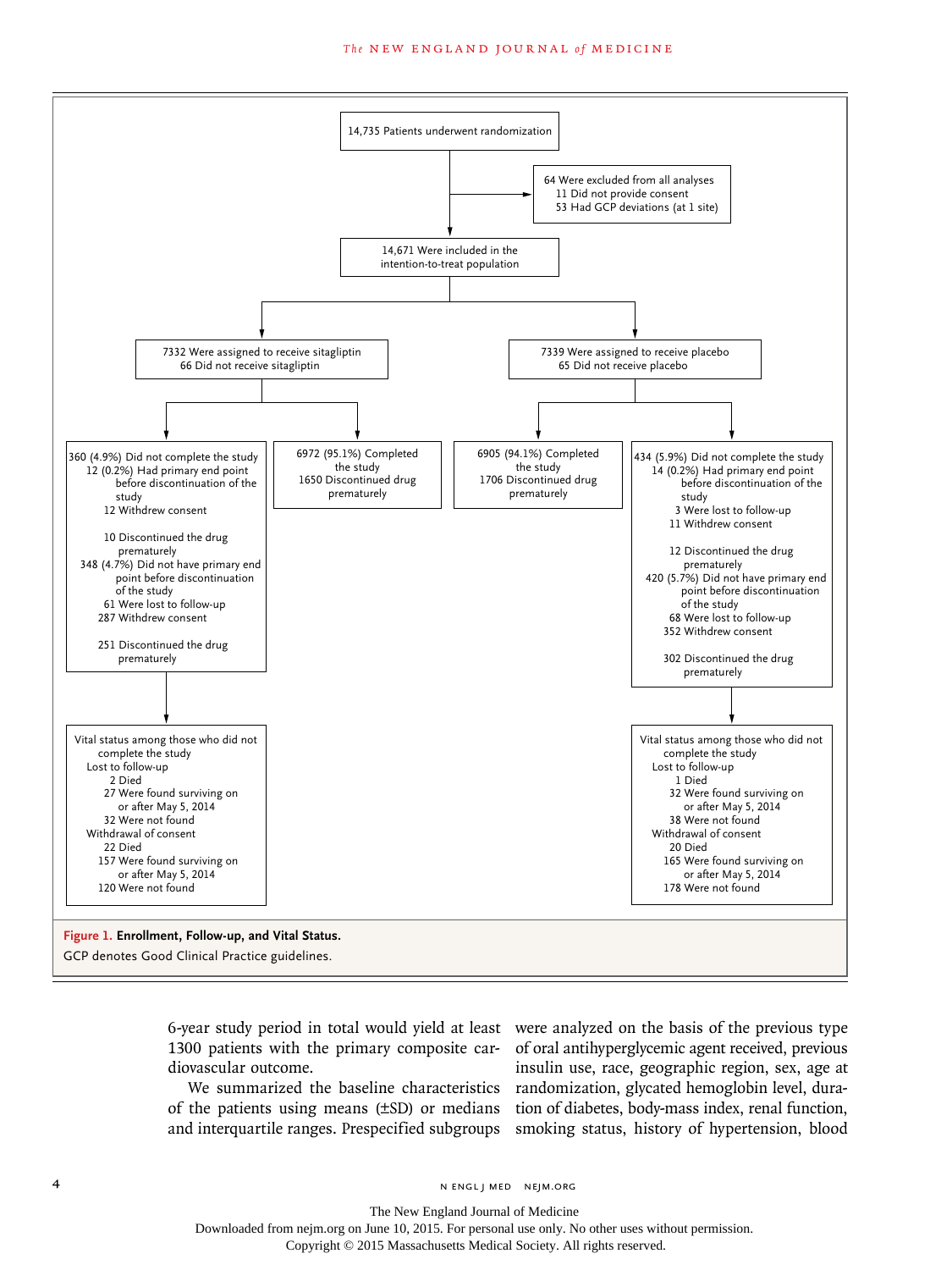14,735 Patients underwent randomization

64 Were excluded from all analyses
- 11 Did not provide consent
- 53 Had GCP deviations (at 1 site)

14,671 Were included in the intention-to-treat population

**Sitagliptin group**

7332 Were assigned to receive sitagliptin
- 66 Did not receive sitagliptin

360 (4.9%) Did not complete the study
- 12 (0.2%) Had primary end point before discontinuation of the study
  - 12 Withdrew consent
  - 10 Discontinued the drug prematurely
- 348 (4.7%) Did not have primary end point before discontinuation of the study
  - 61 Were lost to follow-up
  - 287 Withdrew consent
  - 251 Discontinued the drug prematurely

6972 (95.1%) Completed the study
- 1650 Discontinued drug prematurely

Vital status among those who did not complete the study
- Lost to follow-up
  - 2 Died
  - 27 Were found surviving on or after May 5, 2014
  - 32 Were not found
- Withdrawal of consent
  - 22 Died
  - 157 Were found surviving on or after May 5, 2014
  - 120 Were not found

**Placebo group**

7339 Were assigned to receive placebo
- 65 Did not receive placebo

6905 (94.1%) Completed the study
- 1706 Discontinued drug prematurely

434 (5.9%) Did not complete the study
- 14 (0.2%) Had primary end point before discontinuation of the study
  - 3 Were lost to follow-up
  - 11 Withdrew consent
  - 12 Discontinued the drug prematurely
- 420 (5.7%) Did not have primary end point before discontinuation of the study
  - 68 Were lost to follow-up
  - 352 Withdrew consent
  - 302 Discontinued the drug prematurely

Vital status among those who did not complete the study
- Lost to follow-up
  - 1 Died
  - 32 Were found surviving on or after May 5, 2014
  - 38 Were not found
- Withdrawal of consent
  - 20 Died
  - 165 Were found surviving on or after May 5, 2014
  - 178 Were not found

**Figure 1. Enrollment, Follow-up, and Vital Status.**
GCP denotes Good Clinical Practice guidelines.

6-year study period in total would yield at least 1300 patients with the primary composite cardiovascular outcome.

We summarized the baseline characteristics of the patients using means (±SD) or medians and interquartile ranges. Prespecified subgroups were analyzed on the basis of the previous type of oral antihyperglycemic agent received, previous insulin use, race, geographic region, sex, age at randomization, glycated hemoglobin level, duration of diabetes, body-mass index, renal function, smoking status, history of hypertension, blood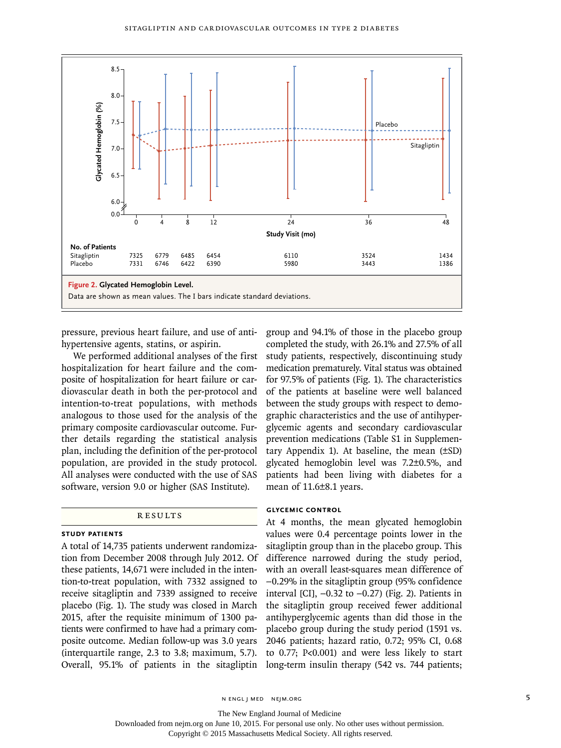| No. of Patients | 0 | 4 | 8 | 12 | 24 | 36 | 48 |
|---|---|---|---|---|---|---|---|
| Sitagliptin | 7325 | 6779 | 6485 | 6454 | 6110 | 3524 | 1434 |
| Placebo | 7331 | 6746 | 6422 | 6390 | 5980 | 3443 | 1386 |

**Figure 2. Glycated Hemoglobin Level.**
Data are shown as mean values. The I bars indicate standard deviations.

pressure, previous heart failure, and use of antihypertensive agents, statins, or aspirin.

We performed additional analyses of the first hospitalization for heart failure and the composite of hospitalization for heart failure or cardiovascular death in both the per-protocol and intention-to-treat populations, with methods analogous to those used for the analysis of the primary composite cardiovascular outcome. Further details regarding the statistical analysis plan, including the definition of the per-protocol population, are provided in the study protocol. All analyses were conducted with the use of SAS software, version 9.0 or higher (SAS Institute).

## RESULTS

### STUDY PATIENTS

A total of 14,735 patients underwent randomization from December 2008 through July 2012. Of these patients, 14,671 were included in the intention-to-treat population, with 7332 assigned to receive sitagliptin and 7339 assigned to receive placebo (Fig. 1). The study was closed in March 2015, after the requisite minimum of 1300 patients were confirmed to have had a primary composite outcome. Median follow-up was 3.0 years (interquartile range, 2.3 to 3.8; maximum, 5.7). Overall, 95.1% of patients in the sitagliptin group and 94.1% of those in the placebo group completed the study, with 26.1% and 27.5% of all study patients, respectively, discontinuing study medication prematurely. Vital status was obtained for 97.5% of patients (Fig. 1). The characteristics of the patients at baseline were well balanced between the study groups with respect to demographic characteristics and the use of antihyperglycemic agents and secondary cardiovascular prevention medications (Table S1 in Supplementary Appendix 1). At baseline, the mean (±SD) glycated hemoglobin level was 7.2±0.5%, and patients had been living with diabetes for a mean of 11.6±8.1 years.

### GLYCEMIC CONTROL

At 4 months, the mean glycated hemoglobin values were 0.4 percentage points lower in the sitagliptin group than in the placebo group. This difference narrowed during the study period, with an overall least-squares mean difference of −0.29% in the sitagliptin group (95% confidence interval [CI], −0.32 to −0.27) (Fig. 2). Patients in the sitagliptin group received fewer additional antihyperglycemic agents than did those in the placebo group during the study period (1591 vs. 2046 patients; hazard ratio, 0.72; 95% CI, 0.68 to 0.77; $P<0.001$) and were less likely to start long-term insulin therapy (542 vs. 744 patients;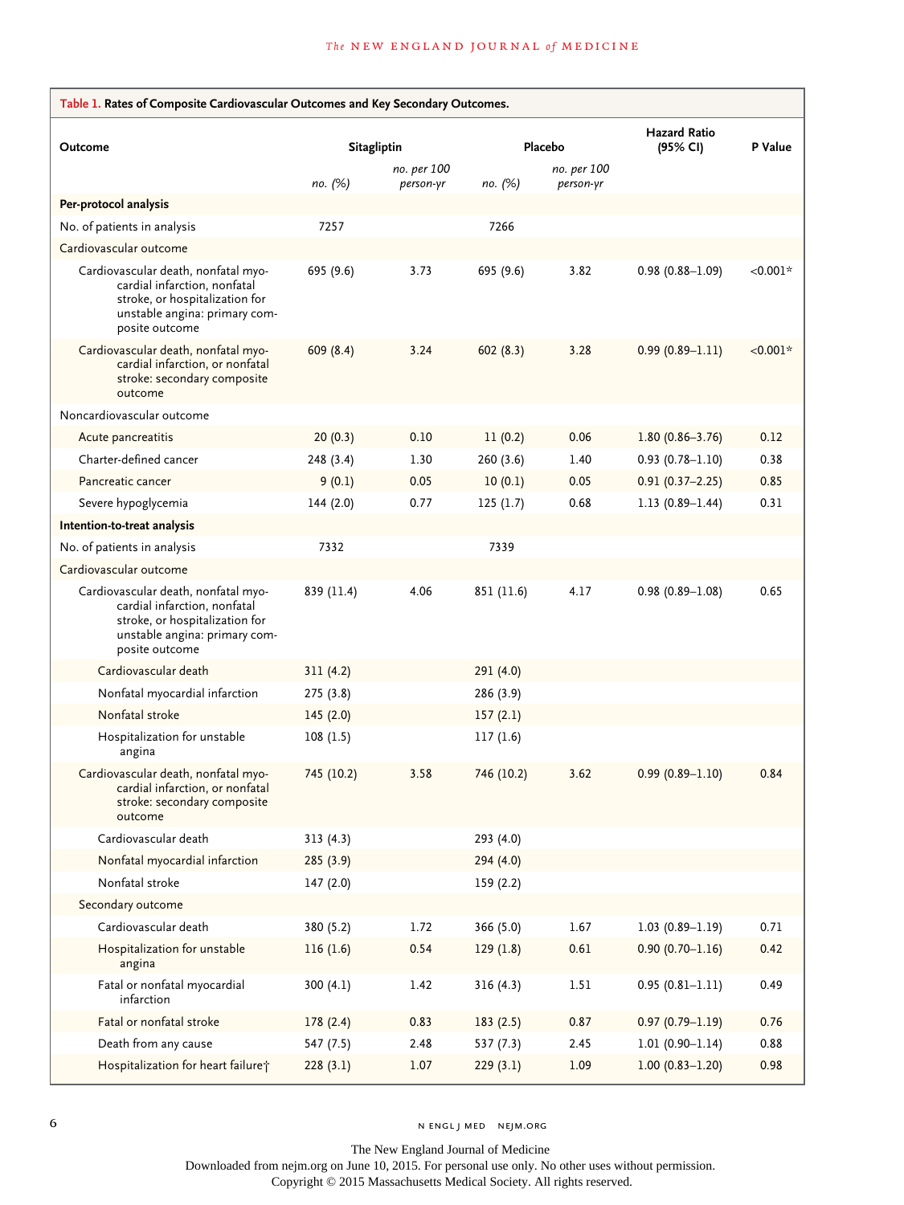**Table 1. Rates of Composite Cardiovascular Outcomes and Key Secondary Outcomes.**

| Outcome | Sitagliptin | | Placebo | | Hazard Ratio (95% CI) | P Value |
|---|---|---|---|---|---|---|
| | *no. (%)* | *no. per 100 person-yr* | *no. (%)* | *no. per 100 person-yr* | | |
| **Per-protocol analysis** | | | | | | |
| No. of patients in analysis | 7257 | | 7266 | | | |
| Cardiovascular outcome | | | | | | |
| Cardiovascular death, nonfatal myocardial infarction, nonfatal stroke, or hospitalization for unstable angina: primary composite outcome | 695 (9.6) | 3.73 | 695 (9.6) | 3.82 | 0.98 (0.88–1.09) | <0.001* |
| Cardiovascular death, nonfatal myocardial infarction, or nonfatal stroke: secondary composite outcome | 609 (8.4) | 3.24 | 602 (8.3) | 3.28 | 0.99 (0.89–1.11) | <0.001* |
| Noncardiovascular outcome | | | | | | |
| Acute pancreatitis | 20 (0.3) | 0.10 | 11 (0.2) | 0.06 | 1.80 (0.86–3.76) | 0.12 |
| Charter-defined cancer | 248 (3.4) | 1.30 | 260 (3.6) | 1.40 | 0.93 (0.78–1.10) | 0.38 |
| Pancreatic cancer | 9 (0.1) | 0.05 | 10 (0.1) | 0.05 | 0.91 (0.37–2.25) | 0.85 |
| Severe hypoglycemia | 144 (2.0) | 0.77 | 125 (1.7) | 0.68 | 1.13 (0.89–1.44) | 0.31 |
| **Intention-to-treat analysis** | | | | | | |
| No. of patients in analysis | 7332 | | 7339 | | | |
| Cardiovascular outcome | | | | | | |
| Cardiovascular death, nonfatal myocardial infarction, nonfatal stroke, or hospitalization for unstable angina: primary composite outcome | 839 (11.4) | 4.06 | 851 (11.6) | 4.17 | 0.98 (0.89–1.08) | 0.65 |
| Cardiovascular death | 311 (4.2) | | 291 (4.0) | | | |
| Nonfatal myocardial infarction | 275 (3.8) | | 286 (3.9) | | | |
| Nonfatal stroke | 145 (2.0) | | 157 (2.1) | | | |
| Hospitalization for unstable angina | 108 (1.5) | | 117 (1.6) | | | |
| Cardiovascular death, nonfatal myocardial infarction, or nonfatal stroke: secondary composite outcome | 745 (10.2) | 3.58 | 746 (10.2) | 3.62 | 0.99 (0.89–1.10) | 0.84 |
| Cardiovascular death | 313 (4.3) | | 293 (4.0) | | | |
| Nonfatal myocardial infarction | 285 (3.9) | | 294 (4.0) | | | |
| Nonfatal stroke | 147 (2.0) | | 159 (2.2) | | | |
| Secondary outcome | | | | | | |
| Cardiovascular death | 380 (5.2) | 1.72 | 366 (5.0) | 1.67 | 1.03 (0.89–1.19) | 0.71 |
| Hospitalization for unstable angina | 116 (1.6) | 0.54 | 129 (1.8) | 0.61 | 0.90 (0.70–1.16) | 0.42 |
| Fatal or nonfatal myocardial infarction | 300 (4.1) | 1.42 | 316 (4.3) | 1.51 | 0.95 (0.81–1.11) | 0.49 |
| Fatal or nonfatal stroke | 178 (2.4) | 0.83 | 183 (2.5) | 0.87 | 0.97 (0.79–1.19) | 0.76 |
| Death from any cause | 547 (7.5) | 2.48 | 537 (7.3) | 2.45 | 1.01 (0.90–1.14) | 0.88 |
| Hospitalization for heart failure† | 228 (3.1) | 1.07 | 229 (3.1) | 1.09 | 1.00 (0.83–1.20) | 0.98 |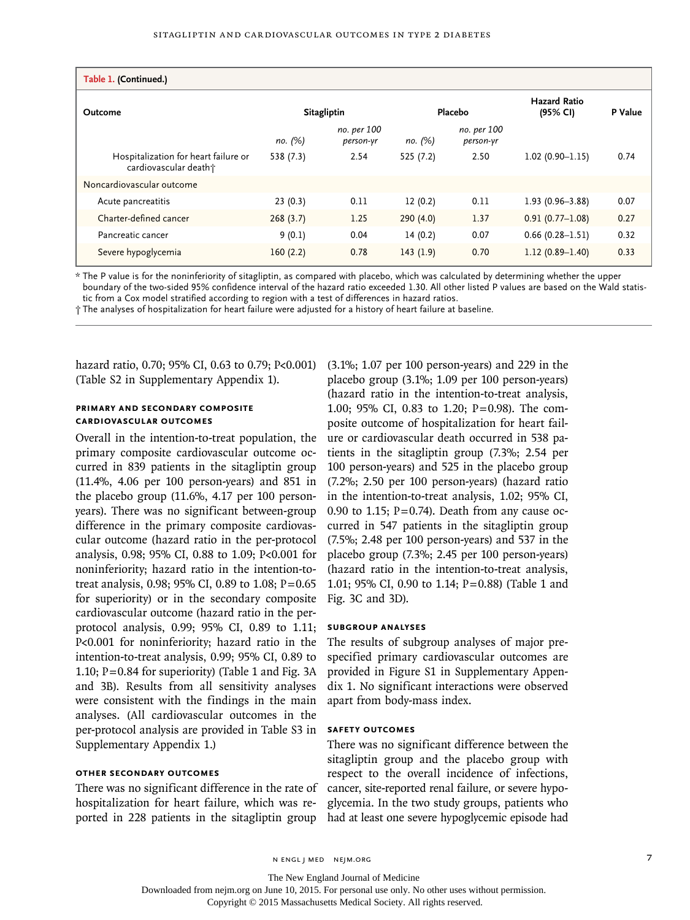**Table 1. (Continued.)**

| Outcome | Sitagliptin | | Placebo | | Hazard Ratio (95% CI) | P Value |
|---|---|---|---|---|---|---|
| | *no. (%)* | *no. per 100 person-yr* | *no. (%)* | *no. per 100 person-yr* | | |
| Hospitalization for heart failure or cardiovascular death† | 538 (7.3) | 2.54 | 525 (7.2) | 2.50 | 1.02 (0.90–1.15) | 0.74 |
| Noncardiovascular outcome | | | | | | |
| Acute pancreatitis | 23 (0.3) | 0.11 | 12 (0.2) | 0.11 | 1.93 (0.96–3.88) | 0.07 |
| Charter-defined cancer | 268 (3.7) | 1.25 | 290 (4.0) | 1.37 | 0.91 (0.77–1.08) | 0.27 |
| Pancreatic cancer | 9 (0.1) | 0.04 | 14 (0.2) | 0.07 | 0.66 (0.28–1.51) | 0.32 |
| Severe hypoglycemia | 160 (2.2) | 0.78 | 143 (1.9) | 0.70 | 1.12 (0.89–1.40) | 0.33 |

* The P value is for the noninferiority of sitagliptin, as compared with placebo, which was calculated by determining whether the upper boundary of the two-sided 95% confidence interval of the hazard ratio exceeded 1.30. All other listed P values are based on the Wald statistic from a Cox model stratified according to region with a test of differences in hazard ratios.

† The analyses of hospitalization for heart failure were adjusted for a history of heart failure at baseline.

hazard ratio, 0.70; 95% CI, 0.63 to 0.79; P<0.001) (Table S2 in Supplementary Appendix 1).

### PRIMARY AND SECONDARY COMPOSITE CARDIOVASCULAR OUTCOMES

Overall in the intention-to-treat population, the primary composite cardiovascular outcome occurred in 839 patients in the sitagliptin group (11.4%, 4.06 per 100 person-years) and 851 in the placebo group (11.6%, 4.17 per 100 person-years). There was no significant between-group difference in the primary composite cardiovascular outcome (hazard ratio in the per-protocol analysis, 0.98; 95% CI, 0.88 to 1.09; P<0.001 for noninferiority; hazard ratio in the intention-to-treat analysis, 0.98; 95% CI, 0.89 to 1.08; P=0.65 for superiority) or in the secondary composite cardiovascular outcome (hazard ratio in the per-protocol analysis, 0.99; 95% CI, 0.89 to 1.11; P<0.001 for noninferiority; hazard ratio in the intention-to-treat analysis, 0.99; 95% CI, 0.89 to 1.10; P=0.84 for superiority) (Table 1 and Fig. 3A and 3B). Results from all sensitivity analyses were consistent with the findings in the main analyses. (All cardiovascular outcomes in the per-protocol analysis are provided in Table S3 in Supplementary Appendix 1.)

### OTHER SECONDARY OUTCOMES

There was no significant difference in the rate of hospitalization for heart failure, which was reported in 228 patients in the sitagliptin group (3.1%; 1.07 per 100 person-years) and 229 in the placebo group (3.1%; 1.09 per 100 person-years) (hazard ratio in the intention-to-treat analysis, 1.00; 95% CI, 0.83 to 1.20; P=0.98). The composite outcome of hospitalization for heart failure or cardiovascular death occurred in 538 patients in the sitagliptin group (7.3%; 2.54 per 100 person-years) and 525 in the placebo group (7.2%; 2.50 per 100 person-years) (hazard ratio in the intention-to-treat analysis, 1.02; 95% CI, 0.90 to 1.15; P=0.74). Death from any cause occurred in 547 patients in the sitagliptin group (7.5%; 2.48 per 100 person-years) and 537 in the placebo group (7.3%; 2.45 per 100 person-years) (hazard ratio in the intention-to-treat analysis, 1.01; 95% CI, 0.90 to 1.14; P=0.88) (Table 1 and Fig. 3C and 3D).

### SUBGROUP ANALYSES

The results of subgroup analyses of major prespecified primary cardiovascular outcomes are provided in Figure S1 in Supplementary Appendix 1. No significant interactions were observed apart from body-mass index.

### SAFETY OUTCOMES

There was no significant difference between the sitagliptin group and the placebo group with respect to the overall incidence of infections, cancer, site-reported renal failure, or severe hypoglycemia. In the two study groups, patients who had at least one severe hypoglycemic episode had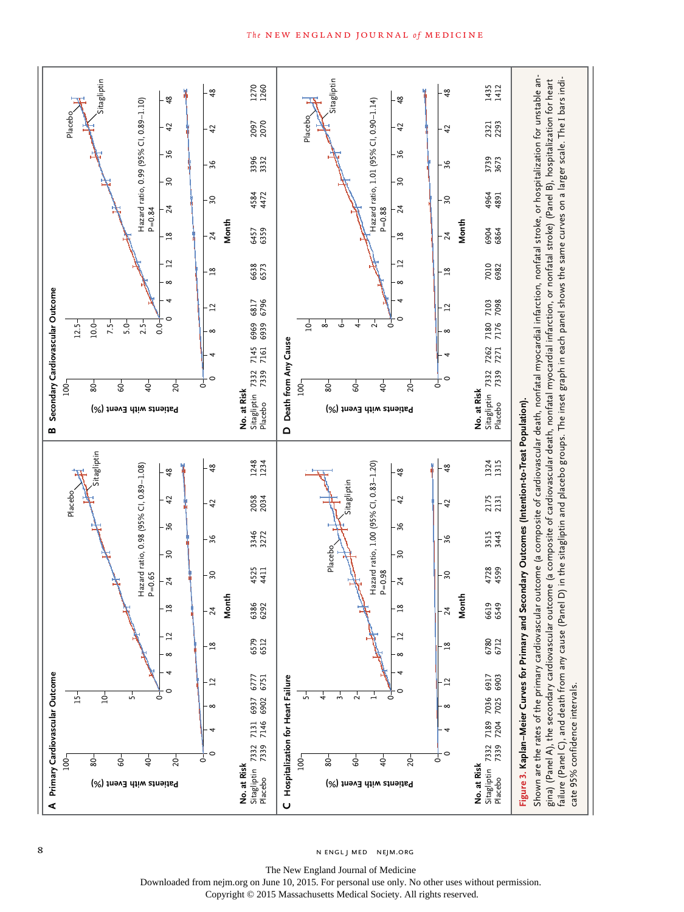**A Primary Cardiovascular Outcome**

Hazard ratio, 0.98 (95% CI, 0.89–1.08)
P=0.65

| No. at Risk | 0 | 4 | 8 | 12 | 18 | 24 | 30 | 36 | 42 | 48 |
|---|---|---|---|---|---|---|---|---|---|---|
| Sitagliptin | 7332 | 7131 | 6937 | 6777 | 6579 | 6386 | 4525 | 3346 | 2058 | 1248 |
| Placebo | 7339 | 7146 | 6902 | 6751 | 6512 | 6292 | 4411 | 3272 | 2034 | 1234 |

**B Secondary Cardiovascular Outcome**

Hazard ratio, 0.99 (95% CI, 0.89–1.10)
P=0.84

| No. at Risk | 0 | 4 | 8 | 12 | 18 | 24 | 30 | 36 | 42 | 48 |
|---|---|---|---|---|---|---|---|---|---|---|
| Sitagliptin | 7332 | 7145 | 6969 | 6817 | 6638 | 6457 | 4584 | 3396 | 2097 | 1270 |
| Placebo | 7339 | 7161 | 6939 | 6796 | 6573 | 6359 | 4472 | 3332 | 2070 | 1260 |

**C Hospitalization for Heart Failure**

Hazard ratio, 1.00 (95% CI, 0.83–1.20)
P=0.98

| No. at Risk | 0 | 4 | 8 | 12 | 18 | 24 | 30 | 36 | 42 | 48 |
|---|---|---|---|---|---|---|---|---|---|---|
| Sitagliptin | 7332 | 7189 | 7036 | 6917 | 6780 | 6619 | 4728 | 3515 | 2175 | 1324 |
| Placebo | 7339 | 7204 | 7025 | 6903 | 6712 | 6549 | 4599 | 3443 | 2131 | 1315 |

**D Death from Any Cause**

Hazard ratio, 1.01 (95% CI, 0.90–1.14)
P=0.88

| No. at Risk | 0 | 4 | 8 | 12 | 18 | 24 | 30 | 36 | 42 | 48 |
|---|---|---|---|---|---|---|---|---|---|---|
| Sitagliptin | 7332 | 7262 | 7180 | 7103 | 7010 | 6904 | 4964 | 3739 | 2321 | 1435 |
| Placebo | 7339 | 7271 | 7176 | 7098 | 6982 | 6864 | 4891 | 3673 | 2293 | 1412 |

**Figure 3. Kaplan–Meier Curves for Primary and Secondary Outcomes (Intention-to-Treat Population).**

Shown are the rates of the primary cardiovascular outcome (a composite of cardiovascular death, nonfatal myocardial infarction, nonfatal stroke, or hospitalization for unstable angina) (Panel A), the secondary cardiovascular outcome (a composite of cardiovascular death, nonfatal myocardial infarction, or nonfatal stroke) (Panel B), hospitalization for heart failure (Panel C), and death from any cause (Panel D) in the sitagliptin and placebo groups. The inset graph in each panel shows the same curves on a larger scale. The I bars indicate 95% confidence intervals.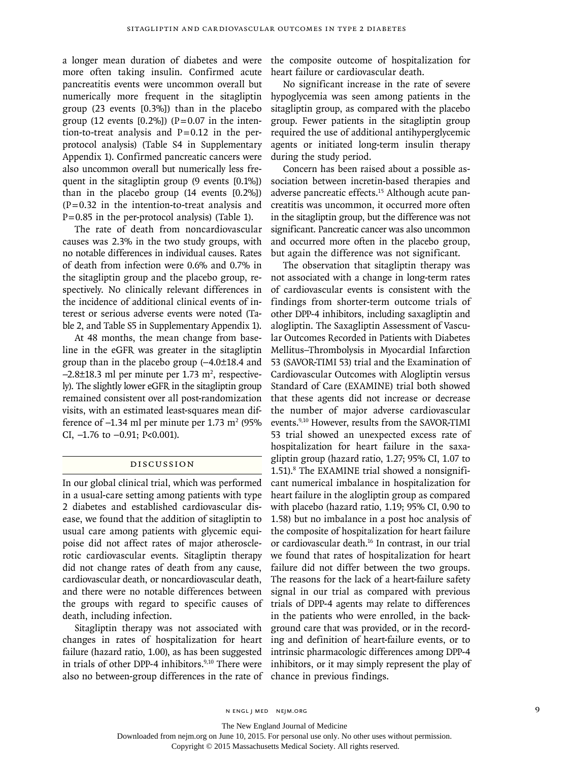a longer mean duration of diabetes and were more often taking insulin. Confirmed acute pancreatitis events were uncommon overall but numerically more frequent in the sitagliptin group (23 events [0.3%]) than in the placebo group (12 events [0.2%]) (P=0.07 in the intention-to-treat analysis and P=0.12 in the per-protocol analysis) (Table S4 in Supplementary Appendix 1). Confirmed pancreatic cancers were also uncommon overall but numerically less frequent in the sitagliptin group (9 events [0.1%]) than in the placebo group (14 events [0.2%]) (P=0.32 in the intention-to-treat analysis and P=0.85 in the per-protocol analysis) (Table 1).

The rate of death from noncardiovascular causes was 2.3% in the two study groups, with no notable differences in individual causes. Rates of death from infection were 0.6% and 0.7% in the sitagliptin group and the placebo group, respectively. No clinically relevant differences in the incidence of additional clinical events of interest or serious adverse events were noted (Table 2, and Table S5 in Supplementary Appendix 1).

At 48 months, the mean change from baseline in the eGFR was greater in the sitagliptin group than in the placebo group (−4.0±18.4 and −2.8±18.3 ml per minute per 1.73 $m^2$, respectively). The slightly lower eGFR in the sitagliptin group remained consistent over all post-randomization visits, with an estimated least-squares mean difference of −1.34 ml per minute per 1.73 $m^2$ (95% CI, −1.76 to −0.91; P<0.001).

## Discussion

In our global clinical trial, which was performed in a usual-care setting among patients with type 2 diabetes and established cardiovascular disease, we found that the addition of sitagliptin to usual care among patients with glycemic equipoise did not affect rates of major atherosclerotic cardiovascular events. Sitagliptin therapy did not change rates of death from any cause, cardiovascular death, or noncardiovascular death, and there were no notable differences between the groups with regard to specific causes of death, including infection.

Sitagliptin therapy was not associated with changes in rates of hospitalization for heart failure (hazard ratio, 1.00), as has been suggested in trials of other DPP-4 inhibitors.[9,10] There were also no between-group differences in the rate of the composite outcome of hospitalization for heart failure or cardiovascular death.

No significant increase in the rate of severe hypoglycemia was seen among patients in the sitagliptin group, as compared with the placebo group. Fewer patients in the sitagliptin group required the use of additional antihyperglycemic agents or initiated long-term insulin therapy during the study period.

Concern has been raised about a possible association between incretin-based therapies and adverse pancreatic effects.[15] Although acute pancreatitis was uncommon, it occurred more often in the sitagliptin group, but the difference was not significant. Pancreatic cancer was also uncommon and occurred more often in the placebo group, but again the difference was not significant.

The observation that sitagliptin therapy was not associated with a change in long-term rates of cardiovascular events is consistent with the findings from shorter-term outcome trials of other DPP-4 inhibitors, including saxagliptin and alogliptin. The Saxagliptin Assessment of Vascular Outcomes Recorded in Patients with Diabetes Mellitus–Thrombolysis in Myocardial Infarction 53 (SAVOR-TIMI 53) trial and the Examination of Cardiovascular Outcomes with Alogliptin versus Standard of Care (EXAMINE) trial both showed that these agents did not increase or decrease the number of major adverse cardiovascular events.[9,10] However, results from the SAVOR-TIMI 53 trial showed an unexpected excess rate of hospitalization for heart failure in the saxagliptin group (hazard ratio, 1.27; 95% CI, 1.07 to 1.51).[8] The EXAMINE trial showed a nonsignificant numerical imbalance in hospitalization for heart failure in the alogliptin group as compared with placebo (hazard ratio, 1.19; 95% CI, 0.90 to 1.58) but no imbalance in a post hoc analysis of the composite of hospitalization for heart failure or cardiovascular death.[16] In contrast, in our trial we found that rates of hospitalization for heart failure did not differ between the two groups. The reasons for the lack of a heart-failure safety signal in our trial as compared with previous trials of DPP-4 agents may relate to differences in the patients who were enrolled, in the background care that was provided, or in the recording and definition of heart-failure events, or to intrinsic pharmacologic differences among DPP-4 inhibitors, or it may simply represent the play of chance in previous findings.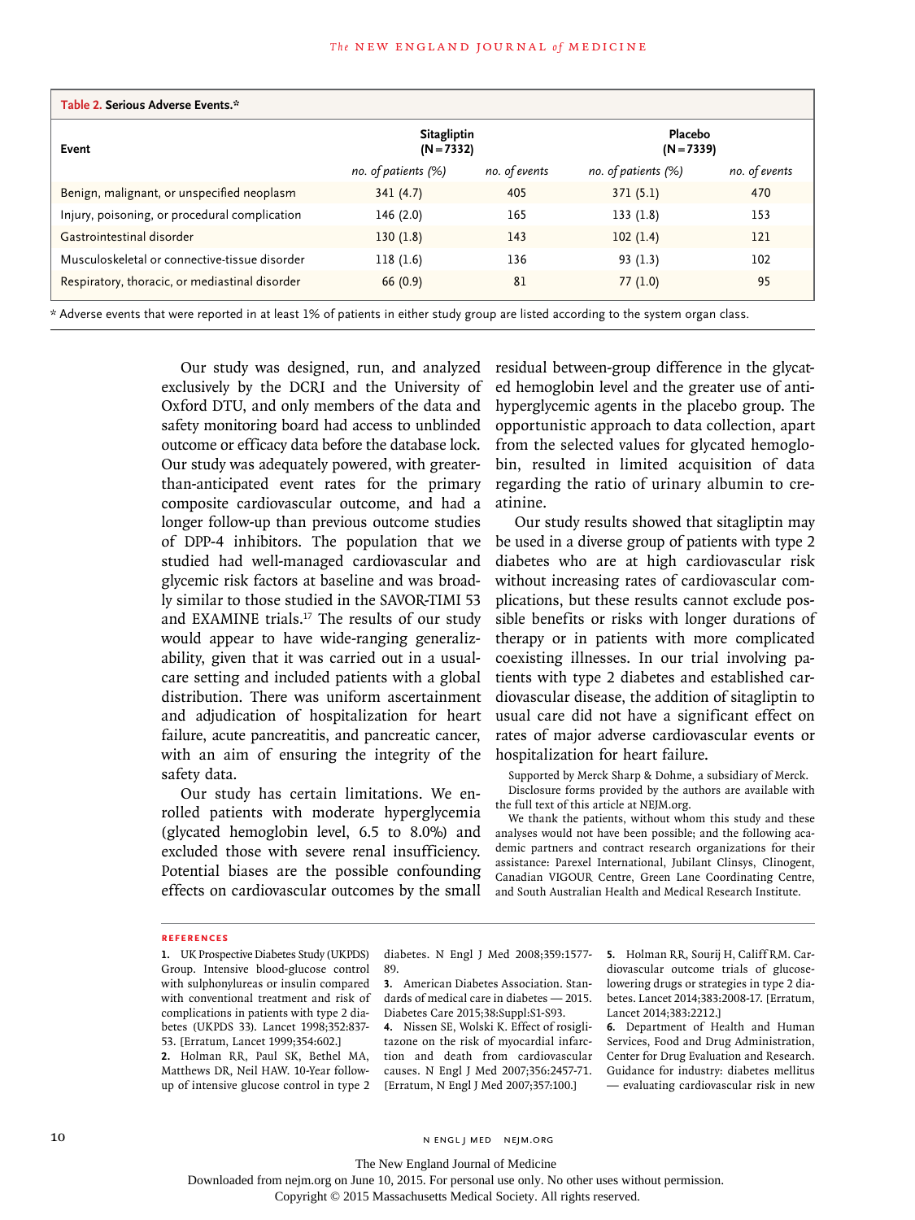**Table 2. Serious Adverse Events.***

| Event | Sitagliptin (N=7332) | | Placebo (N=7339) | |
|---|---|---|---|---|
| | *no. of patients (%)* | *no. of events* | *no. of patients (%)* | *no. of events* |
| Benign, malignant, or unspecified neoplasm | 341 (4.7) | 405 | 371 (5.1) | 470 |
| Injury, poisoning, or procedural complication | 146 (2.0) | 165 | 133 (1.8) | 153 |
| Gastrointestinal disorder | 130 (1.8) | 143 | 102 (1.4) | 121 |
| Musculoskeletal or connective-tissue disorder | 118 (1.6) | 136 | 93 (1.3) | 102 |
| Respiratory, thoracic, or mediastinal disorder | 66 (0.9) | 81 | 77 (1.0) | 95 |

* Adverse events that were reported in at least 1% of patients in either study group are listed according to the system organ class.

Our study was designed, run, and analyzed exclusively by the DCRI and the University of Oxford DTU, and only members of the data and safety monitoring board had access to unblinded outcome or efficacy data before the database lock. Our study was adequately powered, with greater-than-anticipated event rates for the primary composite cardiovascular outcome, and had a longer follow-up than previous outcome studies of DPP-4 inhibitors. The population that we studied had well-managed cardiovascular and glycemic risk factors at baseline and was broadly similar to those studied in the SAVOR-TIMI 53 and EXAMINE trials.[17] The results of our study would appear to have wide-ranging generalizability, given that it was carried out in a usual-care setting and included patients with a global distribution. There was uniform ascertainment and adjudication of hospitalization for heart failure, acute pancreatitis, and pancreatic cancer, with an aim of ensuring the integrity of the safety data.

Our study has certain limitations. We enrolled patients with moderate hyperglycemia (glycated hemoglobin level, 6.5 to 8.0%) and excluded those with severe renal insufficiency. Potential biases are the possible confounding effects on cardiovascular outcomes by the small residual between-group difference in the glycated hemoglobin level and the greater use of antihyperglycemic agents in the placebo group. The opportunistic approach to data collection, apart from the selected values for glycated hemoglobin, resulted in limited acquisition of data regarding the ratio of urinary albumin to creatinine.

Our study results showed that sitagliptin may be used in a diverse group of patients with type 2 diabetes who are at high cardiovascular risk without increasing rates of cardiovascular complications, but these results cannot exclude possible benefits or risks with longer durations of therapy or in patients with more complicated coexisting illnesses. In our trial involving patients with type 2 diabetes and established cardiovascular disease, the addition of sitagliptin to usual care did not have a significant effect on rates of major adverse cardiovascular events or hospitalization for heart failure.

Supported by Merck Sharp & Dohme, a subsidiary of Merck.

Disclosure forms provided by the authors are available with the full text of this article at NEJM.org.

We thank the patients, without whom this study and these analyses would not have been possible; and the following academic partners and contract research organizations for their assistance: Parexel International, Jubilant Clinsys, Clinogent, Canadian VIGOUR Centre, Green Lane Coordinating Centre, and South Australian Health and Medical Research Institute.

## References

1. UK Prospective Diabetes Study (UKPDS) Group. Intensive blood-glucose control with sulphonylureas or insulin compared with conventional treatment and risk of complications in patients with type 2 diabetes (UKPDS 33). Lancet 1998;352:837-53. [Erratum, Lancet 1999;354:602.]
2. Holman RR, Paul SK, Bethel MA, Matthews DR, Neil HAW. 10-Year follow-up of intensive glucose control in type 2 diabetes. N Engl J Med 2008;359:1577-89.
3. American Diabetes Association. Standards of medical care in diabetes — 2015. Diabetes Care 2015;38:Suppl:S1-S93.
4. Nissen SE, Wolski K. Effect of rosiglitazone on the risk of myocardial infarction and death from cardiovascular causes. N Engl J Med 2007;356:2457-71. [Erratum, N Engl J Med 2007;357:100.]
5. Holman RR, Sourij H, Califf RM. Cardiovascular outcome trials of glucose-lowering drugs or strategies in type 2 diabetes. Lancet 2014;383:2008-17. [Erratum, Lancet 2014;383:2212.]
6. Department of Health and Human Services, Food and Drug Administration, Center for Drug Evaluation and Research. Guidance for industry: diabetes mellitus — evaluating cardiovascular risk in new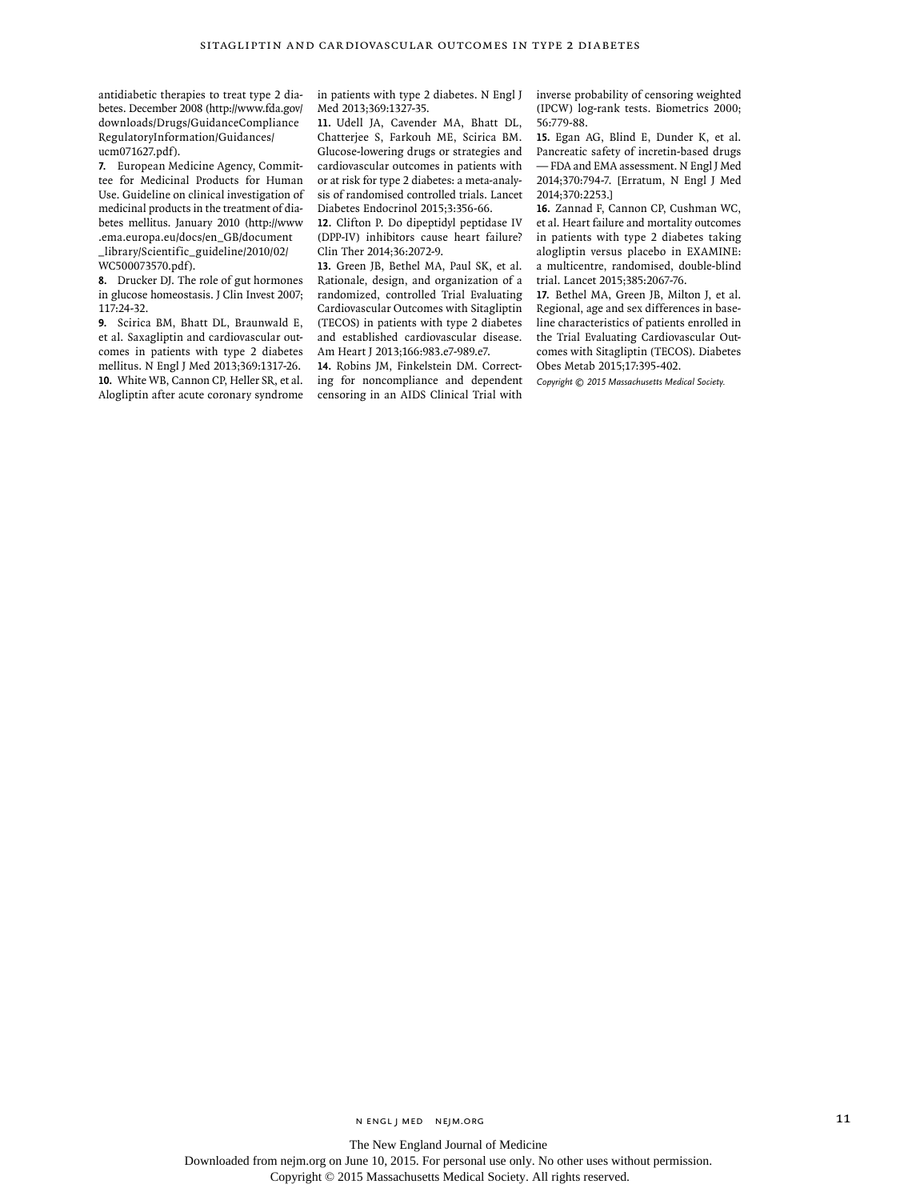antidiabetic therapies to treat type 2 diabetes. December 2008 (http://www.fda.gov/downloads/Drugs/GuidanceCompliance RegulatoryInformation/Guidances/ucm071627.pdf).

**7.** European Medicine Agency, Committee for Medicinal Products for Human Use. Guideline on clinical investigation of medicinal products in the treatment of diabetes mellitus. January 2010 (http://www.ema.europa.eu/docs/en_GB/document_library/Scientific_guideline/2010/02/WC500073570.pdf).

**8.** Drucker DJ. The role of gut hormones in glucose homeostasis. J Clin Invest 2007;117:24-32.

**9.** Scirica BM, Bhatt DL, Braunwald E, et al. Saxagliptin and cardiovascular outcomes in patients with type 2 diabetes mellitus. N Engl J Med 2013;369:1317-26.

**10.** White WB, Cannon CP, Heller SR, et al. Alogliptin after acute coronary syndrome in patients with type 2 diabetes. N Engl J Med 2013;369:1327-35.

**11.** Udell JA, Cavender MA, Bhatt DL, Chatterjee S, Farkouh ME, Scirica BM. Glucose-lowering drugs or strategies and cardiovascular outcomes in patients with or at risk for type 2 diabetes: a meta-analysis of randomised controlled trials. Lancet Diabetes Endocrinol 2015;3:356-66.

**12.** Clifton P. Do dipeptidyl peptidase IV (DPP-IV) inhibitors cause heart failure? Clin Ther 2014;36:2072-9.

**13.** Green JB, Bethel MA, Paul SK, et al. Rationale, design, and organization of a randomized, controlled Trial Evaluating Cardiovascular Outcomes with Sitagliptin (TECOS) in patients with type 2 diabetes and established cardiovascular disease. Am Heart J 2013;166:983.e7-989.e7.

**14.** Robins JM, Finkelstein DM. Correcting for noncompliance and dependent censoring in an AIDS Clinical Trial with inverse probability of censoring weighted (IPCW) log-rank tests. Biometrics 2000;56:779-88.

**15.** Egan AG, Blind E, Dunder K, et al. Pancreatic safety of incretin-based drugs — FDA and EMA assessment. N Engl J Med 2014;370:794-7. [Erratum, N Engl J Med 2014;370:2253.]

**16.** Zannad F, Cannon CP, Cushman WC, et al. Heart failure and mortality outcomes in patients with type 2 diabetes taking alogliptin versus placebo in EXAMINE: a multicentre, randomised, double-blind trial. Lancet 2015;385:2067-76.

**17.** Bethel MA, Green JB, Milton J, et al. Regional, age and sex differences in baseline characteristics of patients enrolled in the Trial Evaluating Cardiovascular Outcomes with Sitagliptin (TECOS). Diabetes Obes Metab 2015;17:395-402.

*Copyright © 2015 Massachusetts Medical Society.*